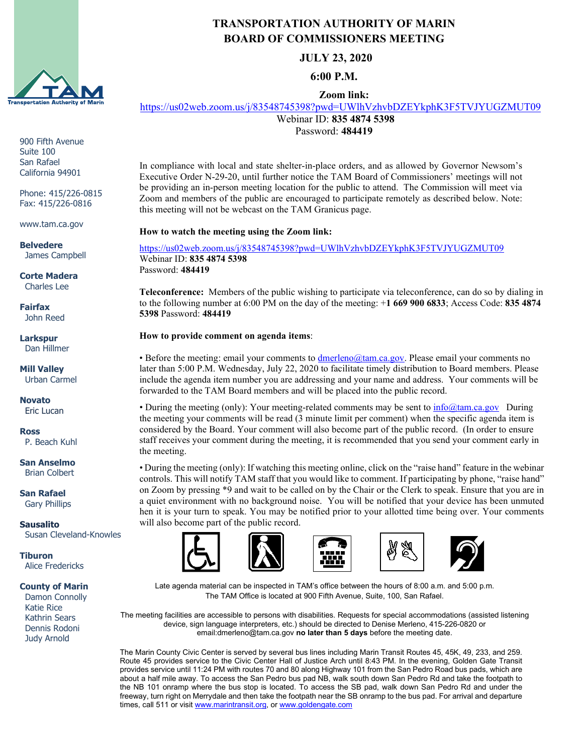# TRANSPORTATION AUTHORITY OF MARIN
## BOARD OF COMMISSIONERS MEETING

**JULY 23, 2020**

**6:00 P.M.**

**Zoom link:**
https://us02web.zoom.us/j/83548745398?pwd=UWlhVzhvbDZEYkphK3F5TVJYUGZMUT09
Webinar ID: **835 4874 5398**
Password: **484419**

900 Fifth Avenue
Suite 100
San Rafael
California 94901

Phone: 415/226-0815
Fax: 415/226-0816

www.tam.ca.gov

**Belvedere**
James Campbell

**Corte Madera**
Charles Lee

**Fairfax**
John Reed

**Larkspur**
Dan Hillmer

**Mill Valley**
Urban Carmel

**Novato**
Eric Lucan

**Ross**
P. Beach Kuhl

**San Anselmo**
Brian Colbert

**San Rafael**
Gary Phillips

**Sausalito**
Susan Cleveland-Knowles

**Tiburon**
Alice Fredericks

**County of Marin**
Damon Connolly
Katie Rice
Kathrin Sears
Dennis Rodoni
Judy Arnold

In compliance with local and state shelter-in-place orders, and as allowed by Governor Newsom's Executive Order N-29-20, until further notice the TAM Board of Commissioners' meetings will not be providing an in-person meeting location for the public to attend. The Commission will meet via Zoom and members of the public are encouraged to participate remotely as described below. Note: this meeting will not be webcast on the TAM Granicus page.

**How to watch the meeting using the Zoom link:**

https://us02web.zoom.us/j/83548745398?pwd=UWlhVzhvbDZEYkphK3F5TVJYUGZMUT09
Webinar ID: **835 4874 5398**
Password: **484419**

**Teleconference:** Members of the public wishing to participate via teleconference, can do so by dialing in to the following number at 6:00 PM on the day of the meeting: +**1 669 900 6833**; Access Code: **835 4874 5398** Password: **484419**

**How to provide comment on agenda items**:

• Before the meeting: email your comments to dmerleno@tam.ca.gov. Please email your comments no later than 5:00 P.M. Wednesday, July 22, 2020 to facilitate timely distribution to Board members. Please include the agenda item number you are addressing and your name and address. Your comments will be forwarded to the TAM Board members and will be placed into the public record.

• During the meeting (only): Your meeting-related comments may be sent to info@tam.ca.gov During the meeting your comments will be read (3 minute limit per comment) when the specific agenda item is considered by the Board. Your comment will also become part of the public record. (In order to ensure staff receives your comment during the meeting, it is recommended that you send your comment early in the meeting.

• During the meeting (only): If watching this meeting online, click on the "raise hand" feature in the webinar controls. This will notify TAM staff that you would like to comment. If participating by phone, "raise hand" on Zoom by pressing *9 and wait to be called on by the Chair or the Clerk to speak. Ensure that you are in a quiet environment with no background noise. You will be notified that your device has been unmuted hen it is your turn to speak. You may be notified prior to your allotted time being over. Your comments will also become part of the public record.

Late agenda material can be inspected in TAM's office between the hours of 8:00 a.m. and 5:00 p.m. The TAM Office is located at 900 Fifth Avenue, Suite, 100, San Rafael.

The meeting facilities are accessible to persons with disabilities. Requests for special accommodations (assisted listening device, sign language interpreters, etc.) should be directed to Denise Merleno, 415-226-0820 or email:dmerleno@tam.ca.gov **no later than 5 days** before the meeting date.

The Marin County Civic Center is served by several bus lines including Marin Transit Routes 45, 45K, 49, 233, and 259. Route 45 provides service to the Civic Center Hall of Justice Arch until 8:43 PM. In the evening, Golden Gate Transit provides service until 11:24 PM with routes 70 and 80 along Highway 101 from the San Pedro Road bus pads, which are about a half mile away. To access the San Pedro bus pad NB, walk south down San Pedro Rd and take the footpath to the NB 101 onramp where the bus stop is located. To access the SB pad, walk down San Pedro Rd and under the freeway, turn right on Merrydale and then take the footpath near the SB onramp to the bus pad. For arrival and departure times, call 511 or visit www.marintransit.org, or www.goldengate.com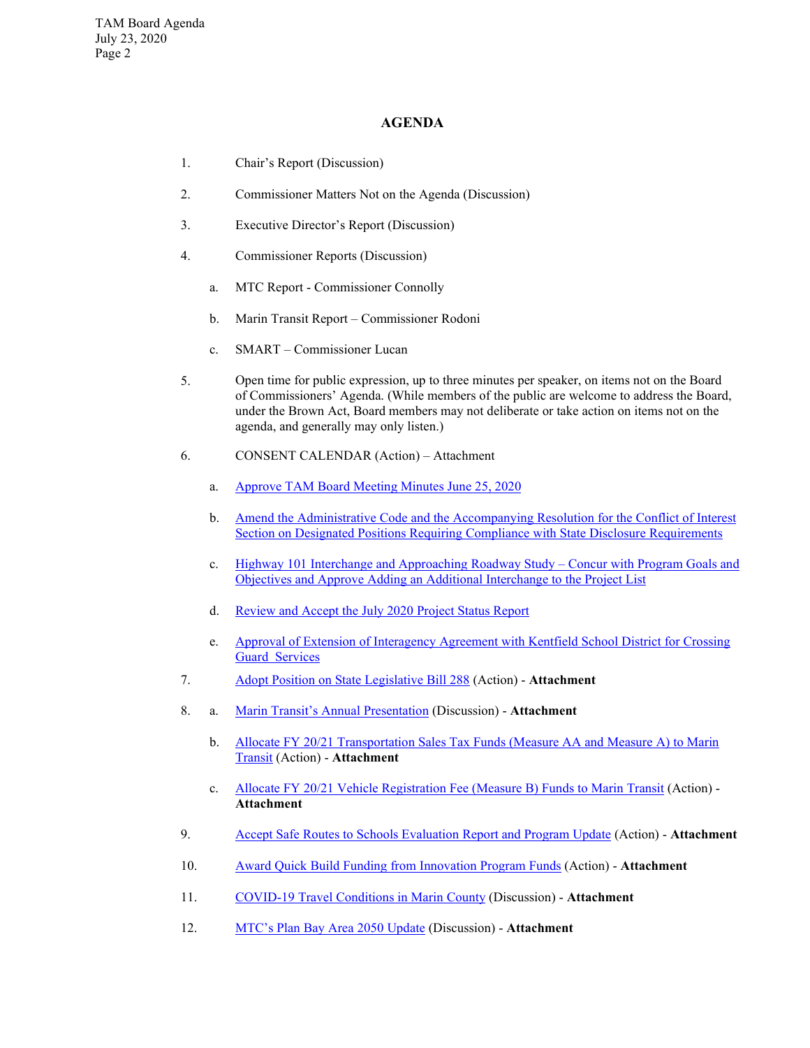## AGENDA

1. Chair's Report (Discussion)

2. Commissioner Matters Not on the Agenda (Discussion)

3. Executive Director's Report (Discussion)

4. Commissioner Reports (Discussion)

   a. MTC Report - Commissioner Connolly

   b. Marin Transit Report – Commissioner Rodoni

   c. SMART – Commissioner Lucan

5. Open time for public expression, up to three minutes per speaker, on items not on the Board of Commissioners' Agenda. (While members of the public are welcome to address the Board, under the Brown Act, Board members may not deliberate or take action on items not on the agenda, and generally may only listen.)

6. CONSENT CALENDAR (Action) – Attachment

   a. Approve TAM Board Meeting Minutes June 25, 2020

   b. Amend the Administrative Code and the Accompanying Resolution for the Conflict of Interest Section on Designated Positions Requiring Compliance with State Disclosure Requirements

   c. Highway 101 Interchange and Approaching Roadway Study – Concur with Program Goals and Objectives and Approve Adding an Additional Interchange to the Project List

   d. Review and Accept the July 2020 Project Status Report

   e. Approval of Extension of Interagency Agreement with Kentfield School District for Crossing Guard Services

7. Adopt Position on State Legislative Bill 288 (Action) - **Attachment**

8. a. Marin Transit's Annual Presentation (Discussion) - **Attachment**

   b. Allocate FY 20/21 Transportation Sales Tax Funds (Measure AA and Measure A) to Marin Transit (Action) - **Attachment**

   c. Allocate FY 20/21 Vehicle Registration Fee (Measure B) Funds to Marin Transit (Action) - **Attachment**

9. Accept Safe Routes to Schools Evaluation Report and Program Update (Action) - **Attachment**

10. Award Quick Build Funding from Innovation Program Funds (Action) - **Attachment**

11. COVID-19 Travel Conditions in Marin County (Discussion) - **Attachment**

12. MTC's Plan Bay Area 2050 Update (Discussion) - **Attachment**